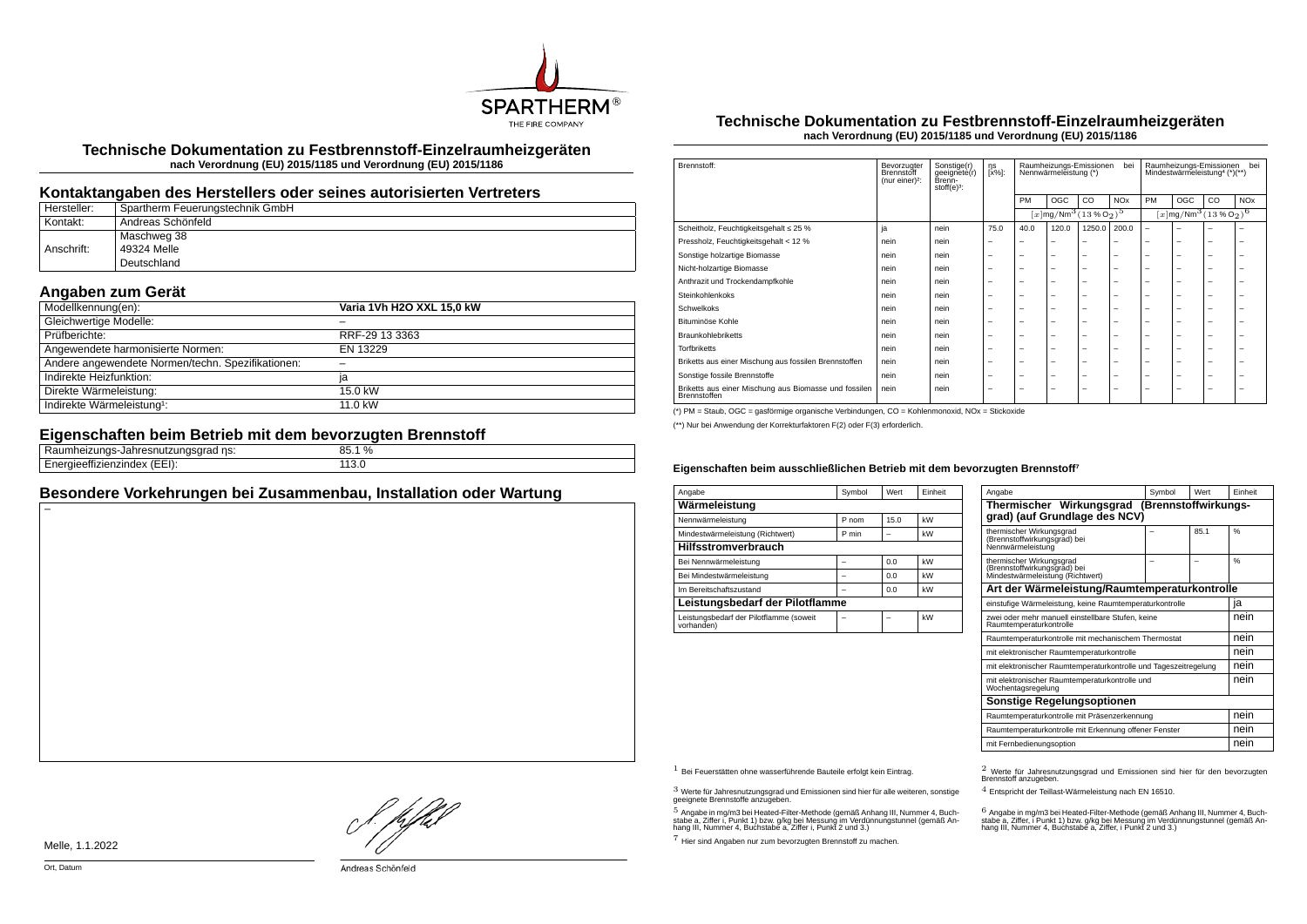## Technische Dokumentation zu Festbrennstoff-Einzelraumheizgeräten

**nach Verordnung (EU) 2015/1185 und Verordnung (EU) 2015/1186**

## Kontaktangaben des Herstellers oder seines autorisierten Vertreters

| Hersteller: | Spartherm Feuerungstechnik GmbH |
|---|---|
| Kontakt: | Andreas Schönfeld |
| Anschrift: | Maschweg 38<br>49324 Melle<br>Deutschland |

## Angaben zum Gerät

| Modellkennung(en): | **Varia 1Vh H2O XXL 15,0 kW** |
|---|---|
| Gleichwertige Modelle: | – |
| Prüfberichte: | RRF-29 13 3363 |
| Angewendete harmonisierte Normen: | EN 13229 |
| Andere angewendete Normen/techn. Spezifikationen: | – |
| Indirekte Heizfunktion: | ja |
| Direkte Wärmeleistung: | 15.0 kW |
| Indirekte Wärmeleistung[1]: | 11.0 kW |

## Eigenschaften beim Betrieb mit dem bevorzugten Brennstoff

| Raumheizungs-Jahresnutzungsgrad ηs: | 85.1 % |
|---|---|
| Energieeffizienzindex (EEI): | 113.0 |

## Besondere Vorkehrungen bei Zusammenbau, Installation oder Wartung

–

Melle, 1.1.2022

Ort, Datum

Andreas Schönfeld

## Technische Dokumentation zu Festbrennstoff-Einzelraumheizgeräten

**nach Verordnung (EU) 2015/1185 und Verordnung (EU) 2015/1186**

| Brennstoff: | Bevorzugter Brennstoff (nur einer)[2]: | Sonstige(r) geeignete(r) Brennstoff(e)[3]: | ηs [x%]: | Raumheizungs-Emissionen bei Nennwärmeleistung (*) | | | | Raumheizungs-Emissionen bei Mindestwärmeleistung[4] (*)(**) | | | |
|---|---|---|---|---|---|---|---|---|---|---|---|
| | | | | PM | OGC | CO | NOx | PM | OGC | CO | NOx |
| | | | | $[x]\,\mathrm{mg/Nm^3}\,(13\,\%\,O_2)^5$ | | | | $[x]\,\mathrm{mg/Nm^3}\,(13\,\%\,O_2)^6$ | | | |
| Scheitholz, Feuchtigkeitsgehalt ≤ 25 % | ja | nein | 75.0 | 40.0 | 120.0 | 1250.0 | 200.0 | – | – | – | – |
| Pressholz, Feuchtigkeitsgehalt < 12 % | nein | nein | – | – | – | – | – | – | – | – | – |
| Sonstige holzartige Biomasse | nein | nein | – | – | – | – | – | – | – | – | – |
| Nicht-holzartige Biomasse | nein | nein | – | – | – | – | – | – | – | – | – |
| Anthrazit und Trockendampfkohle | nein | nein | – | – | – | – | – | – | – | – | – |
| Steinkohlenkoks | nein | nein | – | – | – | – | – | – | – | – | – |
| Schwelkoks | nein | nein | – | – | – | – | – | – | – | – | – |
| Bituminöse Kohle | nein | nein | – | – | – | – | – | – | – | – | – |
| Braunkohlebriketts | nein | nein | – | – | – | – | – | – | – | – | – |
| Torfbriketts | nein | nein | – | – | – | – | – | – | – | – | – |
| Briketts aus einer Mischung aus fossilen Brennstoffen | nein | nein | – | – | – | – | – | – | – | – | – |
| Sonstige fossile Brennstoffe | nein | nein | – | – | – | – | – | – | – | – | – |
| Briketts aus einer Mischung aus Biomasse und fossilen Brennstoffen | nein | nein | – | – | – | – | – | – | – | – | – |

(*) PM = Staub, OGC = gasförmige organische Verbindungen, CO = Kohlenmonoxid, NOx = Stickoxide

(**) Nur bei Anwendung der Korrekturfaktoren F(2) oder F(3) erforderlich.

### Eigenschaften beim ausschließlichen Betrieb mit dem bevorzugten Brennstoff[7]

| Angabe | Symbol | Wert | Einheit |
|---|---|---|---|
| **Wärmeleistung** | | | |
| Nennwärmeleistung | P nom | 15.0 | kW |
| Mindestwärmeleistung (Richtwert) | P min | – | kW |
| **Hilfsstromverbrauch** | | | |
| Bei Nennwärmeleistung | – | 0.0 | kW |
| Bei Mindestwärmeleistung | – | 0.0 | kW |
| Im Bereitschaftszustand | – | 0.0 | kW |
| **Leistungsbedarf der Pilotflamme** | | | |
| Leistungsbedarf der Pilotflamme (soweit vorhanden) | – | – | kW |

| Angabe | Symbol | Wert | Einheit |
|---|---|---|---|
| **Thermischer Wirkungsgrad (Brennstoffwirkungsgrad) (auf Grundlage des NCV)** | | | |
| thermischer Wirkungsgrad (Brennstoffwirkungsgrad) bei Nennwärmeleistung | – | 85.1 | % |
| thermischer Wirkungsgrad (Brennstoffwirkungsgrad) bei Mindestwärmeleistung (Richtwert) | – | – | % |
| **Art der Wärmeleistung/Raumtemperaturkontrolle** | | | |
| einstufige Wärmeleistung, keine Raumtemperaturkontrolle | | | ja |
| zwei oder mehr manuell einstellbare Stufen, keine Raumtemperaturkontrolle | | | nein |
| Raumtemperaturkontrolle mit mechanischem Thermostat | | | nein |
| mit elektronischer Raumtemperaturkontrolle | | | nein |
| mit elektronischer Raumtemperaturkontrolle und Tageszeitregelung | | | nein |
| mit elektronischer Raumtemperaturkontrolle und Wochentagsregelung | | | nein |
| **Sonstige Regelungsoptionen** | | | |
| Raumtemperaturkontrolle mit Präsenzerkennung | | | nein |
| Raumtemperaturkontrolle mit Erkennung offener Fenster | | | nein |
| mit Fernbedienungsoption | | | nein |

[1] Bei Feuerstätten ohne wasserführende Bauteile erfolgt kein Eintrag.

[2] Werte für Jahresnutzungsgrad und Emissionen sind hier für den bevorzugten Brennstoff anzugeben.

[3] Werte für Jahresnutzungsgrad und Emissionen sind hier für alle weiteren, sonstige geeignete Brennstoffe anzugeben.

[4] Entspricht der Teillast-Wärmeleistung nach EN 16510.

[5] Angabe in mg/m3 bei Heated-Filter-Methode (gemäß Anhang III, Nummer 4, Buchstabe a, Ziffer i, Punkt 1) bzw. g/kg bei Messung im Verdünnungstunnel (gemäß Anhang III, Nummer 4, Buchstabe a, Ziffer i, Punkt 2 und 3.)

[6] Angabe in mg/m3 bei Heated-Filter-Methode (gemäß Anhang III, Nummer 4, Buchstabe a, Ziffer i, Punkt 1) bzw. g/kg bei Messung im Verdünnungstunnel (gemäß Anhang III, Nummer 4, Buchstabe a, Ziffer i, Punkt 2 und 3.)

[7] Hier sind Angaben nur zum bevorzugten Brennstoff zu machen.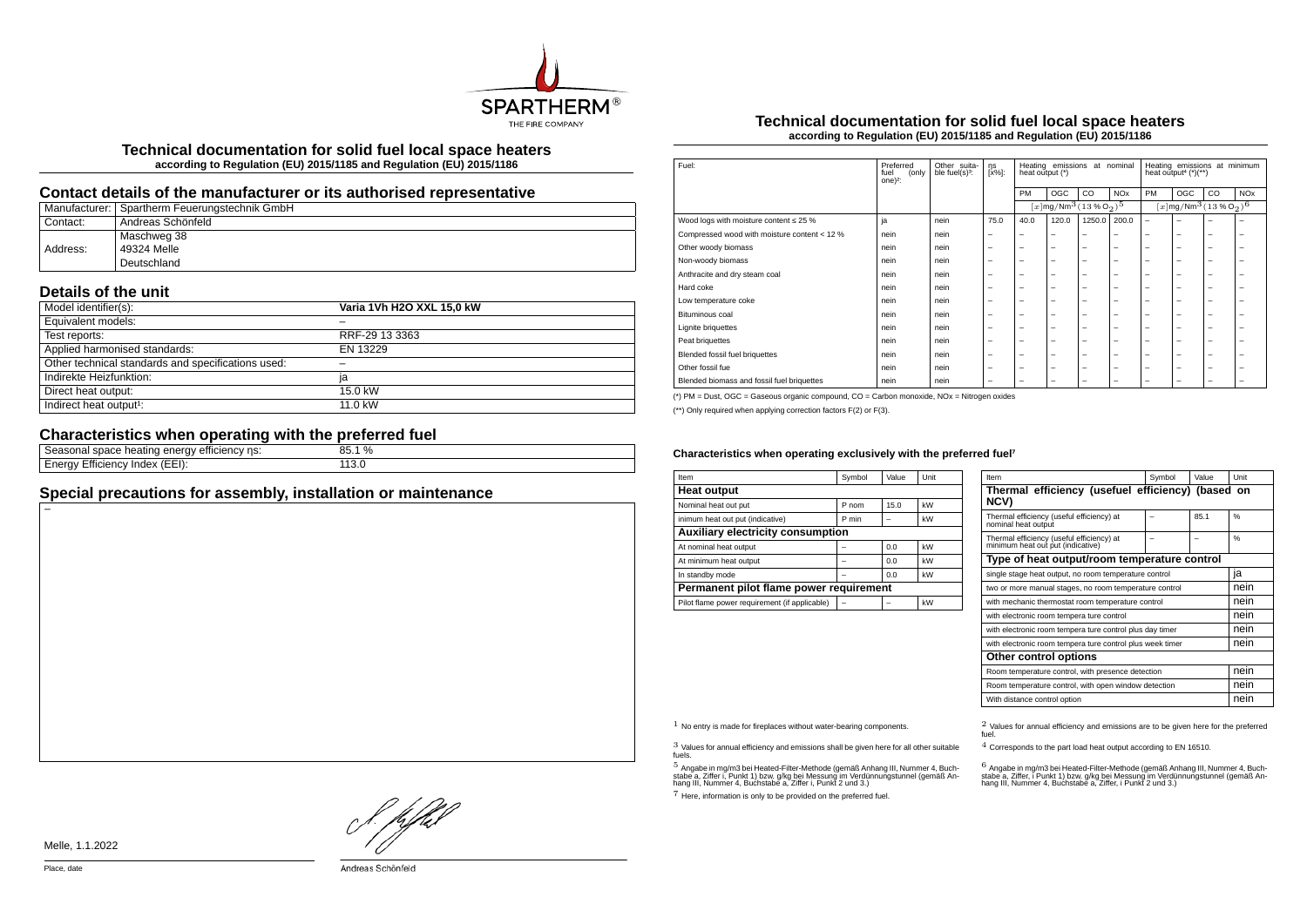# Technical documentation for solid fuel local space heaters

**according to Regulation (EU) 2015/1185 and Regulation (EU) 2015/1186**

## Contact details of the manufacturer or its authorised representative

| | |
|---|---|
| Manufacturer: | Spartherm Feuerungstechnik GmbH |
| Contact: | Andreas Schönfeld |
| Address: | Maschweg 38<br>49324 Melle<br>Deutschland |

## Details of the unit

| | |
|---|---|
| Model identifier(s): | **Varia 1Vh H2O XXL 15,0 kW** |
| Equivalent models: | – |
| Test reports: | RRF-29 13 3363 |
| Applied harmonised standards: | EN 13229 |
| Other technical standards and specifications used: | – |
| Indirekte Heizfunktion: | ja |
| Direct heat output: | 15.0 kW |
| Indirect heat output[1]: | 11.0 kW |

## Characteristics when operating with the preferred fuel

| | |
|---|---|
| Seasonal space heating energy efficiency ηs: | 85.1 % |
| Energy Efficiency Index (EEI): | 113.0 |

## Special precautions for assembly, installation or maintenance

–

# Technical documentation for solid fuel local space heaters

**according to Regulation (EU) 2015/1185 and Regulation (EU) 2015/1186**

| Fuel: | Preferred fuel (only one)[2]: | Other suitable fuel(s)[3]: | ηs [x%]: | Heating emissions at nominal heat output (*) | | | | Heating emissions at minimum heat output[4] (*)(**) | | | |
|---|---|---|---|---|---|---|---|---|---|---|---|
| | | | | PM | OGC | CO | NOx | PM | OGC | CO | NOx |
| | | | | $[x]\text{mg/Nm}^3\,(13\,\%\,O_2)^5$ | | | | $[x]\text{mg/Nm}^3\,(13\,\%\,O_2)^6$ | | | |
| Wood logs with moisture content ≤ 25 % | ja | nein | 75.0 | 40.0 | 120.0 | 1250.0 | 200.0 | – | – | – | – |
| Compressed wood with moisture content < 12 % | nein | nein | – | – | – | – | – | – | – | – | – |
| Other woody biomass | nein | nein | – | – | – | – | – | – | – | – | – |
| Non-woody biomass | nein | nein | – | – | – | – | – | – | – | – | – |
| Anthracite and dry steam coal | nein | nein | – | – | – | – | – | – | – | – | – |
| Hard coke | nein | nein | – | – | – | – | – | – | – | – | – |
| Low temperature coke | nein | nein | – | – | – | – | – | – | – | – | – |
| Bituminous coal | nein | nein | – | – | – | – | – | – | – | – | – |
| Lignite briquettes | nein | nein | – | – | – | – | – | – | – | – | – |
| Peat briquettes | nein | nein | – | – | – | – | – | – | – | – | – |
| Blended fossil fuel briquettes | nein | nein | – | – | – | – | – | – | – | – | – |
| Other fossil fue | nein | nein | – | – | – | – | – | – | – | – | – |
| Blended biomass and fossil fuel briquettes | nein | nein | – | – | – | – | – | – | – | – | – |

(*) PM = Dust, OGC = Gaseous organic compound, CO = Carbon monoxide, NOx = Nitrogen oxides

(**) Only required when applying correction factors F(2) or F(3).

#### Characteristics when operating exclusively with the preferred fuel[7]

| Item | Symbol | Value | Unit |
|---|---|---|---|
| **Heat output** | | | |
| Nominal heat out put | P nom | 15.0 | kW |
| inimum heat out put (indicative) | P min | – | kW |
| **Auxiliary electricity consumption** | | | |
| At nominal heat output | – | 0.0 | kW |
| At minimum heat output | – | 0.0 | kW |
| In standby mode | – | 0.0 | kW |
| **Permanent pilot flame power requirement** | | | |
| Pilot flame power requirement (if applicable) | – | – | kW |

| Item | Symbol | Value | Unit |
|---|---|---|---|
| **Thermal efficiency (usefuel efficiency) (based on NCV)** | | | |
| Thermal efficiency (useful efficiency) at nominal heat output | – | 85.1 | % |
| Thermal efficiency (useful efficiency) at minimum heat out put (indicative) | – | – | % |
| **Type of heat output/room temperature control** | | | |
| single stage heat output, no room temperature control | | | ja |
| two or more manual stages, no room temperature control | | | nein |
| with mechanic thermostat room temperature control | | | nein |
| with electronic room tempera ture control | | | nein |
| with electronic room tempera ture control plus day timer | | | nein |
| with electronic room tempera ture control plus week timer | | | nein |
| **Other control options** | | | |
| Room temperature control, with presence detection | | | nein |
| Room temperature control, with open window detection | | | nein |
| With distance control option | | | nein |

[1] No entry is made for fireplaces without water-bearing components.

[2] Values for annual efficiency and emissions are to be given here for the preferred fuel.

[3] Values for annual efficiency and emissions shall be given here for all other suitable fuels.

[4] Corresponds to the part load heat output according to EN 16510.

[5] Angabe in mg/m3 bei Heated-Filter-Methode (gemäß Anhang III, Nummer 4, Buchstabe a, Ziffer i, Punkt 1) bzw. g/kg bei Messung im Verdünnungstunnel (gemäß Anhang III, Nummer 4, Buchstabe a, Ziffer i, Punkt 2 und 3.)

[6] Angabe in mg/m3 bei Heated-Filter-Methode (gemäß Anhang III, Nummer 4, Buchstabe a, Ziffer, i Punkt 1) bzw. g/kg bei Messung im Verdünnungstunnel (gemäß Anhang III, Nummer 4, Buchstabe a, Ziffer, i Punkt 2 und 3.)

[7] Here, information is only to be provided on the preferred fuel.

Melle, 1.1.2022

Place, date

Andreas Schönfeld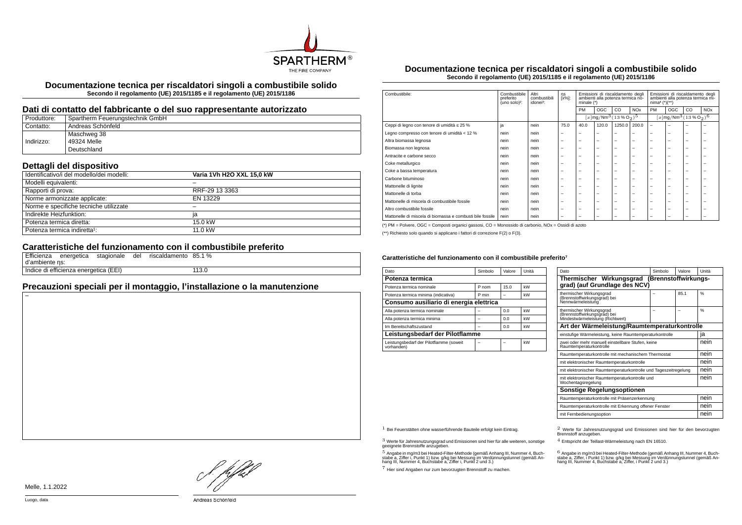SPARTHERM®
THE FIRE COMPANY

## Documentazione tecnica per riscaldatori singoli a combustibile solido

**Secondo il regolamento (UE) 2015/1185 e il regolamento (UE) 2015/1186**

### Dati di contatto del fabbricante o del suo rappresentante autorizzato

| | |
|---|---|
| Produttore: | Spartherm Feuerungstechnik GmbH |
| Contatto: | Andreas Schönfeld |
| Indirizzo: | Maschweg 38<br>49324 Melle<br>Deutschland |

### Dettagli del dispositivo

| | |
|---|---|
| Identificativo/i del modello/dei modelli: | **Varia 1Vh H2O XXL 15,0 kW** |
| Modelli equivalenti: | – |
| Rapporti di prova: | RRF-29 13 3363 |
| Norme armonizzate applicate: | EN 13229 |
| Norme e specifiche tecniche utilizzate | – |
| Indirekte Heizfunktion: | ja |
| Potenza termica diretta: | 15.0 kW |
| Potenza termica indiretta[1]: | 11.0 kW |

### Caratteristiche del funzionamento con il combustibile preferito

| | |
|---|---|
| Efficienza energetica stagionale del riscaldamento d'ambiente ηs: | 85.1 % |
| Indice di efficienza energetica (EEI) | 113.0 |

### Precauzioni speciali per il montaggio, l'installazione o la manutenzione

–

Melle, 1.1.2022

Luogo, data

Andreas Schönfeld

## Documentazione tecnica per riscaldatori singoli a combustibile solido

**Secondo il regolamento (UE) 2015/1185 e il regolamento (UE) 2015/1186**

| Combustibile: | Combustibile preferito (uno solo)[2]: | Altri combustibili idonei[3]: | ηs [x%]: | Emissioni di riscaldamento degli ambienti alla potenza termica nominale (*) | | | | Emissioni di riscaldamento degli ambienti alla potenza termica minima[4] (*)(**) | | | |
|---|---|---|---|---|---|---|---|---|---|---|---|
| | | | | PM | OGC | CO | NOx | PM | OGC | CO | NOx |
| | | | | $[x]\mathrm{mg/Nm^3}\,(13\,\%\,O_2)$[5] | | | | $[x]\mathrm{mg/Nm^3}\,(13\,\%\,O_2)$[6] | | | |
| Ceppi di legno con tenore di umidità ≤ 25 % | ja | nein | 75.0 | 40.0 | 120.0 | 1250.0 | 200.0 | – | – | – | – |
| Legno compresso con tenore di umidità < 12 % | nein | nein | – | – | – | – | – | – | – | – | – |
| Altra biomassa legnosa | nein | nein | – | – | – | – | – | – | – | – | – |
| Biomassa non legnosa | nein | nein | – | – | – | – | – | – | – | – | – |
| Antracite e carbone secco | nein | nein | – | – | – | – | – | – | – | – | – |
| Coke metallurgico | nein | nein | – | – | – | – | – | – | – | – | – |
| Coke a bassa temperatura | nein | nein | – | – | – | – | – | – | – | – | – |
| Carbone bituminoso | nein | nein | – | – | – | – | – | – | – | – | – |
| Mattonelle di lignite | nein | nein | – | – | – | – | – | – | – | – | – |
| Mattonelle di torba | nein | nein | – | – | – | – | – | – | – | – | – |
| Mattonelle di miscela di combustibile fossile | nein | nein | – | – | – | – | – | – | – | – | – |
| Altro combustibile fossile | nein | nein | – | – | – | – | – | – | – | – | – |
| Mattonelle di miscela di biomassa e combusti bile fossile | nein | nein | – | – | – | – | – | – | – | – | – |

(*) PM = Polvere, OGC = Composti organici gassosi, CO = Monossido di carbonio, NOx = Ossidi di azoto

(**) Richiesto solo quando si applicano i fattori di correzione F(2) o F(3).

#### Caratteristiche del funzionamento con il combustibile preferito[7]

| Dato | Simbolo | Valore | Unità |
|---|---|---|---|
| **Potenza termica** | | | |
| Potenza termica nominale | P nom | 15.0 | kW |
| Potenza termica minima (indicativa) | P min | – | kW |
| **Consumo ausiliario di energia elettrica** | | | |
| Alla potenza termica nominale | – | 0.0 | kW |
| Alla potenza termica minima | – | 0.0 | kW |
| Im Bereitschaftszustand | – | 0.0 | kW |
| **Leistungsbedarf der Pilotflamme** | | | |
| Leistungsbedarf der Pilotflamme (soweit vorhanden) | – | – | kW |

| Dato | Simbolo | Valore | Unità |
|---|---|---|---|
| **Thermischer Wirkungsgrad (Brennstoffwirkungsgrad) (auf Grundlage des NCV)** | | | |
| thermischer Wirkungsgrad (Brennstoffwirkungsgrad) bei Nennwärmeleistung | – | 85.1 | % |
| thermischer Wirkungsgrad (Brennstoffwirkungsgrad) bei Mindestwärmeleistung (Richtwert) | – | – | % |
| **Art der Wärmeleistung/Raumtemperaturkontrolle** | | | |
| einstufige Wärmeleistung, keine Raumtemperaturkontrolle | | | ja |
| zwei oder mehr manuell einstellbare Stufen, keine Raumtemperaturkontrolle | | | nein |
| Raumtemperaturkontrolle mit mechanischem Thermostat | | | nein |
| mit elektronischer Raumtemperaturkontrolle | | | nein |
| mit elektronischer Raumtemperaturkontrolle und Tageszeitregelung | | | nein |
| mit elektronischer Raumtemperaturkontrolle und Wochentagsregelung | | | nein |
| **Sonstige Regelungsoptionen** | | | |
| Raumtemperaturkontrolle mit Präsenzerkennung | | | nein |
| Raumtemperaturkontrolle mit Erkennung offener Fenster | | | nein |
| mit Fernbedienungsoption | | | nein |

[1] Bei Feuerstätten ohne wasserführende Bauteile erfolgt kein Eintrag.

[2] Werte für Jahresnutzungsgrad und Emissionen sind hier für den bevorzugten Brennstoff anzugeben.

[3] Werte für Jahresnutzungsgrad und Emissionen sind hier für alle weiteren, sonstige geeignete Brennstoffe anzugeben.

[4] Entspricht der Teillast-Wärmeleistung nach EN 16510.

[5] Angabe in mg/m3 bei Heated-Filter-Methode (gemäß Anhang III, Nummer 4, Buchstabe a, Ziffer i, Punkt 1) bzw. g/kg bei Messung im Verdünnungstunnel (gemäß Anhang III, Nummer 4, Buchstabe a, Ziffer i, Punkt 2 und 3.)

[6] Angabe in mg/m3 bei Heated-Filter-Methode (gemäß Anhang III, Nummer 4, Buchstabe a, Ziffer i, Punkt 1) bzw. g/kg bei Messung im Verdünnungstunnel (gemäß Anhang III, Nummer 4, Buchstabe a, Ziffer i, Punkt 2 und 3.)

[7] Hier sind Angaben nur zum bevorzugten Brennstoff zu machen.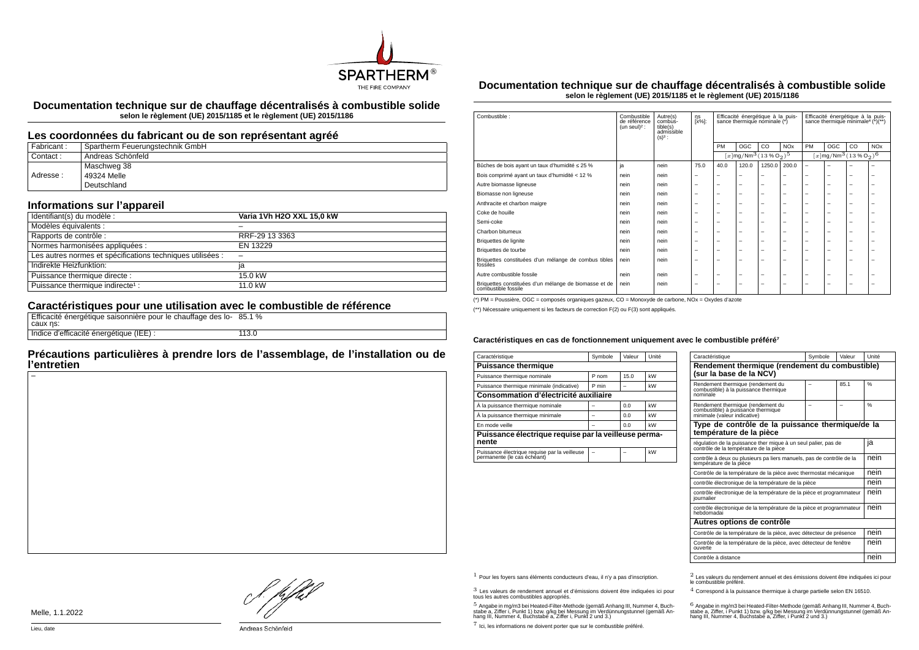SPARTHERM®
THE FIRE COMPANY

# Documentation technique sur de chauffage décentralisés à combustible solide

**selon le règlement (UE) 2015/1185 et le règlement (UE) 2015/1186**

## Les coordonnées du fabricant ou de son représentant agréé

| | |
|---|---|
| Fabricant : | Spartherm Feuerungstechnik GmbH |
| Contact : | Andreas Schönfeld |
| Adresse : | Maschweg 38<br>49324 Melle<br>Deutschland |

## Informations sur l'appareil

| | |
|---|---|
| Identifiant(s) du modèle : | **Varia 1Vh H2O XXL 15,0 kW** |
| Modèles équivalents : | – |
| Rapports de contrôle : | RRF-29 13 3363 |
| Normes harmonisées appliquées : | EN 13229 |
| Les autres normes et spécifications techniques utilisées : | – |
| Indirekte Heizfunktion: | ja |
| Puissance thermique directe : | 15.0 kW |
| Puissance thermique indirecte[1] : | 11.0 kW |

## Caractéristiques pour une utilisation avec le combustible de référence

| | |
|---|---|
| Efficacité énergétique saisonnière pour le chauffage des locaux ηs: | 85.1 % |
| Indice d'efficacité énergétique (IEE) : | 113.0 |

## Précautions particulières à prendre lors de l'assemblage, de l'installation ou de l'entretien

–

Melle, 1.1.2022

Lieu, date

Andreas Schönfeld

# Documentation technique sur de chauffage décentralisés à combustible solide

**selon le règlement (UE) 2015/1185 et le règlement (UE) 2015/1186**

| Combustible : | Combustible de référence (un seul)[2] : | Autre(s) combustible(s) admissible (s)[3] : | ηs [x%]: | Efficacité énergétique à la puissance thermique nominale (*) | | | | Efficacité énergétique à la puissance thermique minimale[4] (*)(**) | | | |
|---|---|---|---|---|---|---|---|---|---|---|---|
| | | | | PM | OGC | CO | NOx | PM | OGC | CO | NOx |
| | | | | $[x]$mg/Nm³ (13 % $O_2$)[5] | | | | $[x]$mg/Nm³ (13 % $O_2$)[6] | | | |
| Bûches de bois ayant un taux d'humidité ≤ 25 % | ja | nein | 75.0 | 40.0 | 120.0 | 1250.0 | 200.0 | – | – | – | – |
| Bois comprimé ayant un taux d'humidité < 12 % | nein | nein | – | – | – | – | – | – | – | – | – |
| Autre biomasse ligneuse | nein | nein | – | – | – | – | – | – | – | – | – |
| Biomasse non ligneuse | nein | nein | – | – | – | – | – | – | – | – | – |
| Anthracite et charbon maigre | nein | nein | – | – | – | – | – | – | – | – | – |
| Coke de houille | nein | nein | – | – | – | – | – | – | – | – | – |
| Semi-coke | nein | nein | – | – | – | – | – | – | – | – | – |
| Charbon bitumeux | nein | nein | – | – | – | – | – | – | – | – | – |
| Briquettes de lignite | nein | nein | – | – | – | – | – | – | – | – | – |
| Briquettes de tourbe | nein | nein | – | – | – | – | – | – | – | – | – |
| Briquettes constituées d'un mélange de combus tibles fossiles | nein | nein | – | – | – | – | – | – | – | – | – |
| Autre combustible fossile | nein | nein | – | – | – | – | – | – | – | – | – |
| Briquettes constituées d'un mélange de biomasse et de combustible fossile | nein | nein | – | – | – | – | – | – | – | – | – |

(*) PM = Poussière, OGC = composés organiques gazeux, CO = Monoxyde de carbone, NOx = Oxydes d'azote

(**) Nécessaire uniquement si les facteurs de correction F(2) ou F(3) sont appliqués.

**Caractéristiques en cas de fonctionnement uniquement avec le combustible préféré[7]**

| Caractéristique | Symbole | Valeur | Unité |
|---|---|---|---|
| **Puissance thermique** | | | |
| Puissance thermique nominale | P nom | 15.0 | kW |
| Puissance thermique minimale (indicative) | P min | – | kW |
| **Consommation d'électricité auxiliaire** | | | |
| À la puissance thermique nominale | – | 0.0 | kW |
| À la puissance thermique minimale | – | 0.0 | kW |
| En mode veille | – | 0.0 | kW |
| **Puissance électrique requise par la veilleuse permanente** | | | |
| Puissance électrique requise par la veilleuse permanente (le cas échéant) | – | – | kW |

| Caractéristique | Symbole | Valeur | Unité |
|---|---|---|---|
| **Rendement thermique (rendement du combustible) (sur la base de la NCV)** | | | |
| Rendement thermique (rendement du combustible) à la puissance thermique nominale | – | 85.1 | % |
| Rendement thermique (rendement du combustible) à puissance thermique minimale (valeur indicative) | – | – | % |
| **Type de contrôle de la puissance thermique/de la température de la pièce** | | | |
| régulation de la puissance ther mique à un seul palier, pas de contrôle de la température de la pièce | | | ja |
| contrôle à deux ou plusieurs pa liers manuels, pas de contrôle de la température de la pièce | | | nein |
| Contrôle de la température de la pièce avec thermostat mécanique | | | nein |
| contrôle électronique de la température de la pièce | | | nein |
| contrôle électronique de la température de la pièce et programmateur journalier | | | nein |
| contrôle électronique de la température de la pièce et programmateur hebdomadai | | | nein |
| **Autres options de contrôle** | | | |
| Contrôle de la température de la pièce, avec détecteur de présence | | | nein |
| Contrôle de la température de la pièce, avec détecteur de fenêtre ouverte | | | nein |
| Contrôle à distance | | | nein |

[1] Pour les foyers sans éléments conducteurs d'eau, il n'y a pas d'inscription.

[2] Les valeurs du rendement annuel et des émissions doivent être indiquées ici pour le combustible préféré.

[3] Les valeurs de rendement annuel et d'émissions doivent être indiquées ici pour tous les autres combustibles appropriés.

[4] Correspond à la puissance thermique à charge partielle selon EN 16510.

[5] Angabe in mg/m3 bei Heated-Filter-Methode (gemäß Anhang III, Nummer 4, Buchstabe a, Ziffer i, Punkt 1) bzw. g/kg bei Messung im Verdünnungstunnel (gemäß Anhang III, Nummer 4, Buchstabe a, Ziffer i, Punkt 2 und 3.)

[6] Angabe in mg/m3 bei Heated-Filter-Methode (gemäß Anhang III, Nummer 4, Buchstabe a, Ziffer i, Punkt 1) bzw. g/kg bei Messung im Verdünnungstunnel (gemäß Anhang III, Nummer 4, Buchstabe a, Ziffer i, Punkt 2 und 3.)

[7] Ici, les informations ne doivent porter que sur le combustible préféré.